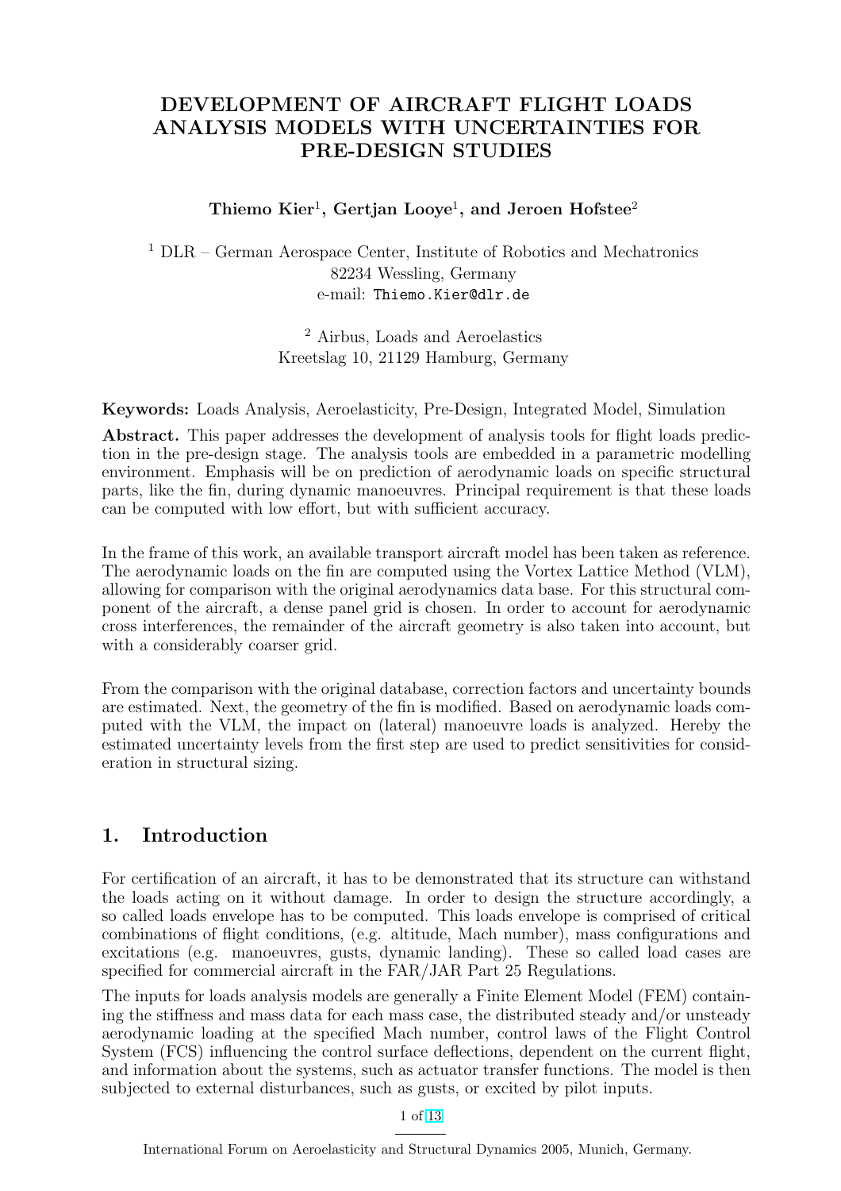# DEVELOPMENT OF AIRCRAFT FLIGHT LOADS ANALYSIS MODELS WITH UNCERTAINTIES FOR PRE-DESIGN STUDIES

**Thiemo Kier[1], Gertjan Looye[1], and Jeroen Hofstee[2]**

[1] DLR – German Aerospace Center, Institute of Robotics and Mechatronics
82234 Wessling, Germany
e-mail: `Thiemo.Kier@dlr.de`

[2] Airbus, Loads and Aeroelastics
Kreetslag 10, 21129 Hamburg, Germany

**Keywords:** Loads Analysis, Aeroelasticity, Pre-Design, Integrated Model, Simulation

**Abstract.** This paper addresses the development of analysis tools for flight loads prediction in the pre-design stage. The analysis tools are embedded in a parametric modelling environment. Emphasis will be on prediction of aerodynamic loads on specific structural parts, like the fin, during dynamic manoeuvres. Principal requirement is that these loads can be computed with low effort, but with sufficient accuracy.

In the frame of this work, an available transport aircraft model has been taken as reference. The aerodynamic loads on the fin are computed using the Vortex Lattice Method (VLM), allowing for comparison with the original aerodynamics data base. For this structural component of the aircraft, a dense panel grid is chosen. In order to account for aerodynamic cross interferences, the remainder of the aircraft geometry is also taken into account, but with a considerably coarser grid.

From the comparison with the original database, correction factors and uncertainty bounds are estimated. Next, the geometry of the fin is modified. Based on aerodynamic loads computed with the VLM, the impact on (lateral) manoeuvre loads is analyzed. Hereby the estimated uncertainty levels from the first step are used to predict sensitivities for consideration in structural sizing.

## 1. Introduction

For certification of an aircraft, it has to be demonstrated that its structure can withstand the loads acting on it without damage. In order to design the structure accordingly, a so called loads envelope has to be computed. This loads envelope is comprised of critical combinations of flight conditions, (e.g. altitude, Mach number), mass configurations and excitations (e.g. manoeuvres, gusts, dynamic landing). These so called load cases are specified for commercial aircraft in the FAR/JAR Part 25 Regulations.

The inputs for loads analysis models are generally a Finite Element Model (FEM) containing the stiffness and mass data for each mass case, the distributed steady and/or unsteady aerodynamic loading at the specified Mach number, control laws of the Flight Control System (FCS) influencing the control surface deflections, dependent on the current flight, and information about the systems, such as actuator transfer functions. The model is then subjected to external disturbances, such as gusts, or excited by pilot inputs.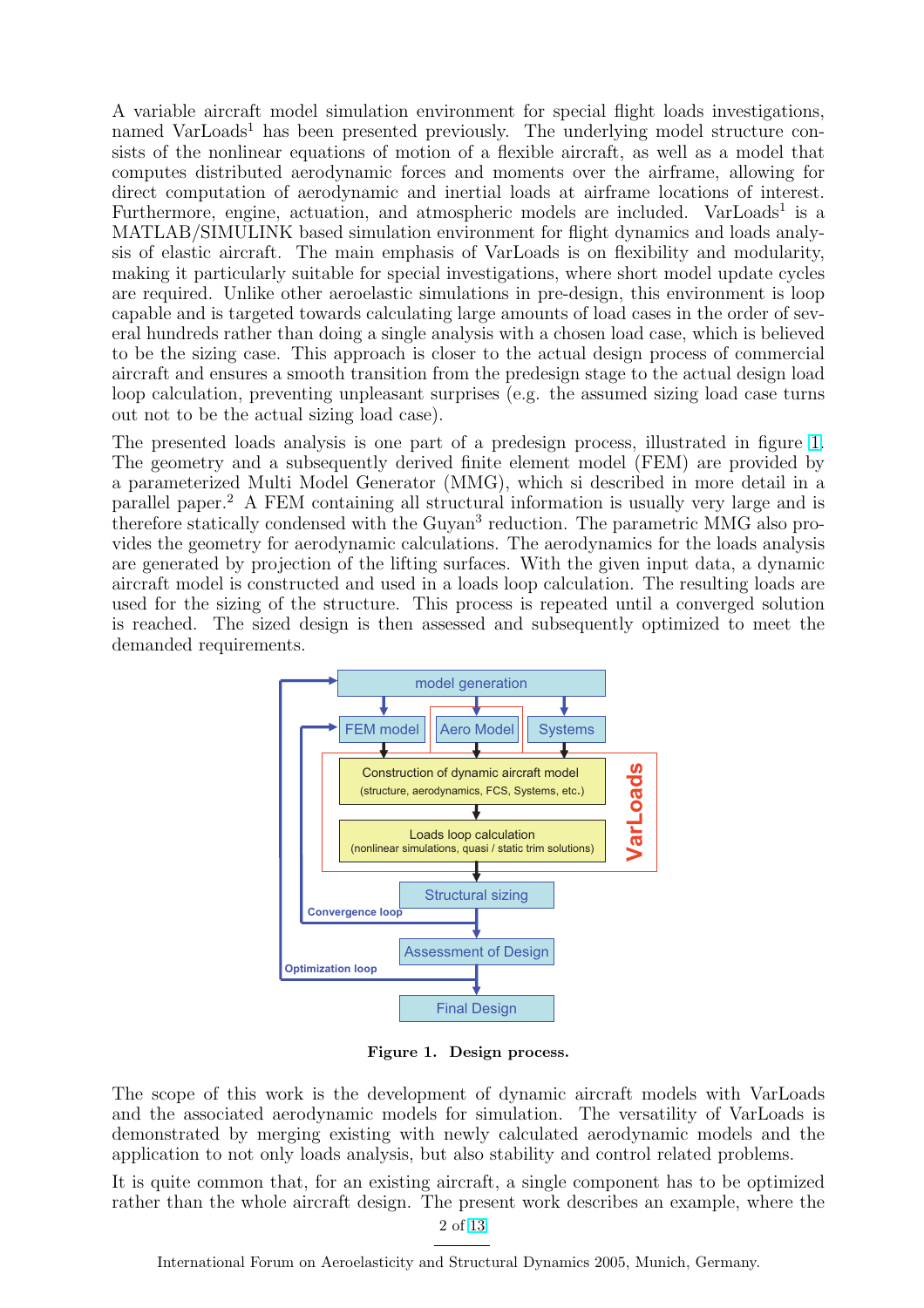A variable aircraft model simulation environment for special flight loads investigations, named VarLoads[1] has been presented previously. The underlying model structure consists of the nonlinear equations of motion of a flexible aircraft, as well as a model that computes distributed aerodynamic forces and moments over the airframe, allowing for direct computation of aerodynamic and inertial loads at airframe locations of interest. Furthermore, engine, actuation, and atmospheric models are included. VarLoads[1] is a MATLAB/SIMULINK based simulation environment for flight dynamics and loads analysis of elastic aircraft. The main emphasis of VarLoads is on flexibility and modularity, making it particularly suitable for special investigations, where short model update cycles are required. Unlike other aeroelastic simulations in pre-design, this environment is loop capable and is targeted towards calculating large amounts of load cases in the order of several hundreds rather than doing a single analysis with a chosen load case, which is believed to be the sizing case. This approach is closer to the actual design process of commercial aircraft and ensures a smooth transition from the predesign stage to the actual design load loop calculation, preventing unpleasant surprises (e.g. the assumed sizing load case turns out not to be the actual sizing load case).

The presented loads analysis is one part of a predesign process, illustrated in figure 1. The geometry and a subsequently derived finite element model (FEM) are provided by a parameterized Multi Model Generator (MMG), which si described in more detail in a parallel paper.[2] A FEM containing all structural information is usually very large and is therefore statically condensed with the Guyan[3] reduction. The parametric MMG also provides the geometry for aerodynamic calculations. The aerodynamics for the loads analysis are generated by projection of the lifting surfaces. With the given input data, a dynamic aircraft model is constructed and used in a loads loop calculation. The resulting loads are used for the sizing of the structure. This process is repeated until a converged solution is reached. The sized design is then assessed and subsequently optimized to meet the demanded requirements.

**Figure 1. Design process.**

The scope of this work is the development of dynamic aircraft models with VarLoads and the associated aerodynamic models for simulation. The versatility of VarLoads is demonstrated by merging existing with newly calculated aerodynamic models and the application to not only loads analysis, but also stability and control related problems.

It is quite common that, for an existing aircraft, a single component has to be optimized rather than the whole aircraft design. The present work describes an example, where the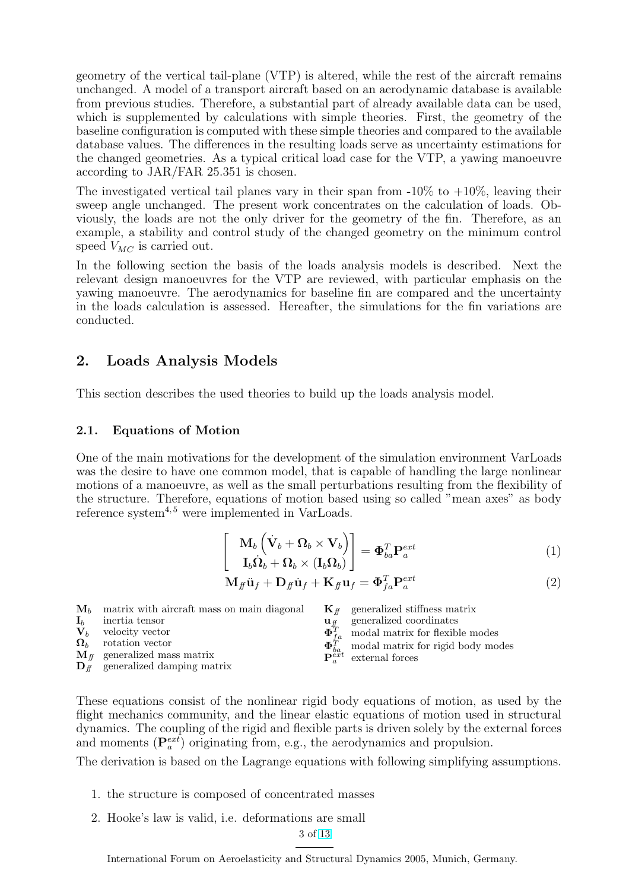geometry of the vertical tail-plane (VTP) is altered, while the rest of the aircraft remains unchanged. A model of a transport aircraft based on an aerodynamic database is available from previous studies. Therefore, a substantial part of already available data can be used, which is supplemented by calculations with simple theories. First, the geometry of the baseline configuration is computed with these simple theories and compared to the available database values. The differences in the resulting loads serve as uncertainty estimations for the changed geometries. As a typical critical load case for the VTP, a yawing manoeuvre according to JAR/FAR 25.351 is chosen.

The investigated vertical tail planes vary in their span from -10% to +10%, leaving their sweep angle unchanged. The present work concentrates on the calculation of loads. Obviously, the loads are not the only driver for the geometry of the fin. Therefore, as an example, a stability and control study of the changed geometry on the minimum control speed $V_{MC}$ is carried out.

In the following section the basis of the loads analysis models is described. Next the relevant design manoeuvres for the VTP are reviewed, with particular emphasis on the yawing manoeuvre. The aerodynamics for baseline fin are compared and the uncertainty in the loads calculation is assessed. Hereafter, the simulations for the fin variations are conducted.

## 2. Loads Analysis Models

This section describes the used theories to build up the loads analysis model.

### 2.1. Equations of Motion

One of the main motivations for the development of the simulation environment VarLoads was the desire to have one common model, that is capable of handling the large nonlinear motions of a manoeuvre, as well as the small perturbations resulting from the flexibility of the structure. Therefore, equations of motion based using so called "mean axes" as body reference system[4,5] were implemented in VarLoads.

$$\begin{bmatrix} \mathbf{M}_b \left( \dot{\mathbf{V}}_b + \mathbf{\Omega}_b \times \mathbf{V}_b \right) \\ \mathbf{I}_b \dot{\mathbf{\Omega}}_b + \mathbf{\Omega}_b \times (\mathbf{I}_b \mathbf{\Omega}_b) \end{bmatrix} = \mathbf{\Phi}_{ba}^T \mathbf{P}_a^{ext} \tag{1}$$

$$\mathbf{M}_{ff} \ddot{\mathbf{u}}_f + \mathbf{D}_{ff} \dot{\mathbf{u}}_f + \mathbf{K}_{ff} \mathbf{u}_f = \mathbf{\Phi}_{fa}^T \mathbf{P}_a^{ext} \tag{2}$$

| | | | |
|---|---|---|---|
| $\mathbf{M}_b$ | matrix with aircraft mass on main diagonal | $\mathbf{K}_{ff}$ | generalized stiffness matrix |
| $\mathbf{I}_b$ | inertia tensor | $\mathbf{u}_{ff}$ | generalized coordinates |
| $\mathbf{V}_b$ | velocity vector | $\mathbf{\Phi}_{fa}^T$ | modal matrix for flexible modes |
| $\mathbf{\Omega}_b$ | rotation vector | $\mathbf{\Phi}_{ba}^T$ | modal matrix for rigid body modes |
| $\mathbf{M}_{ff}$ | generalized mass matrix | $\mathbf{P}_a^{ext}$ | external forces |
| $\mathbf{D}_{ff}$ | generalized damping matrix | | |

These equations consist of the nonlinear rigid body equations of motion, as used by the flight mechanics community, and the linear elastic equations of motion used in structural dynamics. The coupling of the rigid and flexible parts is driven solely by the external forces and moments ($\mathbf{P}_a^{ext}$) originating from, e.g., the aerodynamics and propulsion.

The derivation is based on the Lagrange equations with following simplifying assumptions.

1. the structure is composed of concentrated masses
2. Hooke's law is valid, i.e. deformations are small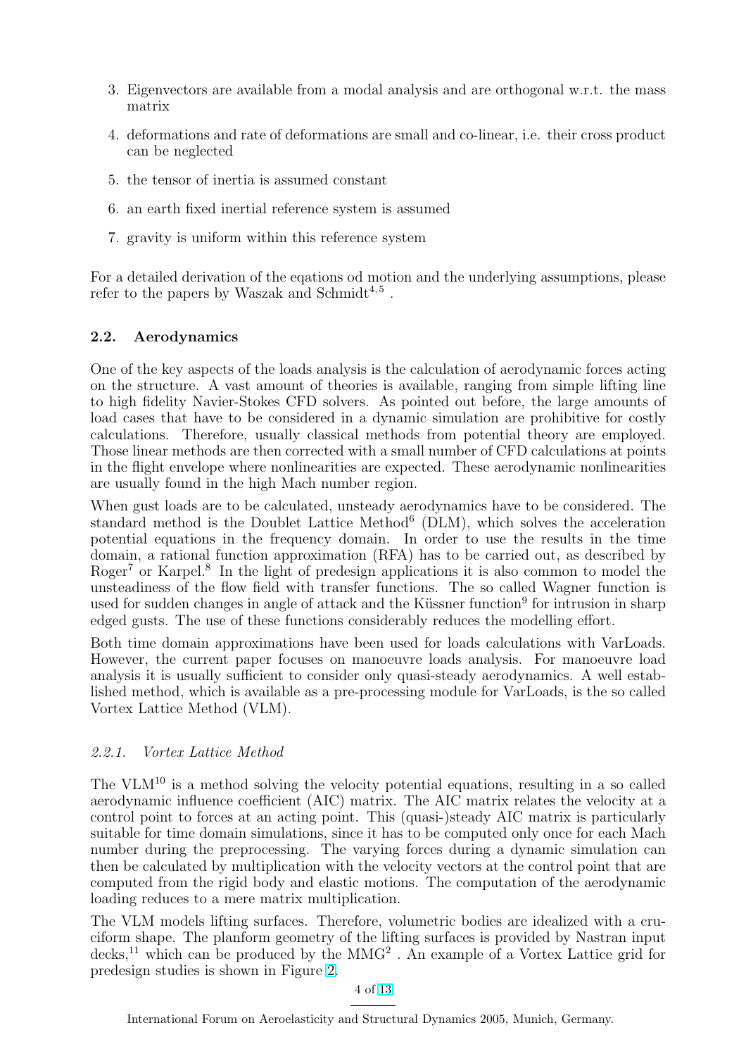3. Eigenvectors are available from a modal analysis and are orthogonal w.r.t. the mass matrix
4. deformations and rate of deformations are small and co-linear, i.e. their cross product can be neglected
5. the tensor of inertia is assumed constant
6. an earth fixed inertial reference system is assumed
7. gravity is uniform within this reference system

For a detailed derivation of the eqations od motion and the underlying assumptions, please refer to the papers by Waszak and Schmidt[4,5] .

## 2.2. Aerodynamics

One of the key aspects of the loads analysis is the calculation of aerodynamic forces acting on the structure. A vast amount of theories is available, ranging from simple lifting line to high fidelity Navier-Stokes CFD solvers. As pointed out before, the large amounts of load cases that have to be considered in a dynamic simulation are prohibitive for costly calculations. Therefore, usually classical methods from potential theory are employed. Those linear methods are then corrected with a small number of CFD calculations at points in the flight envelope where nonlinearities are expected. These aerodynamic nonlinearities are usually found in the high Mach number region.

When gust loads are to be calculated, unsteady aerodynamics have to be considered. The standard method is the Doublet Lattice Method[6] (DLM), which solves the acceleration potential equations in the frequency domain. In order to use the results in the time domain, a rational function approximation (RFA) has to be carried out, as described by Roger[7] or Karpel.[8] In the light of predesign applications it is also common to model the unsteadiness of the flow field with transfer functions. The so called Wagner function is used for sudden changes in angle of attack and the Küssner function[9] for intrusion in sharp edged gusts. The use of these functions considerably reduces the modelling effort.

Both time domain approximations have been used for loads calculations with VarLoads. However, the current paper focuses on manoeuvre loads analysis. For manoeuvre load analysis it is usually sufficient to consider only quasi-steady aerodynamics. A well established method, which is available as a pre-processing module for VarLoads, is the so called Vortex Lattice Method (VLM).

### *2.2.1. Vortex Lattice Method*

The VLM[10] is a method solving the velocity potential equations, resulting in a so called aerodynamic influence coefficient (AIC) matrix. The AIC matrix relates the velocity at a control point to forces at an acting point. This (quasi-)steady AIC matrix is particularly suitable for time domain simulations, since it has to be computed only once for each Mach number during the preprocessing. The varying forces during a dynamic simulation can then be calculated by multiplication with the velocity vectors at the control point that are computed from the rigid body and elastic motions. The computation of the aerodynamic loading reduces to a mere matrix multiplication.

The VLM models lifting surfaces. Therefore, volumetric bodies are idealized with a cruciform shape. The planform geometry of the lifting surfaces is provided by Nastran input decks,[11] which can be produced by the MMG[2] . An example of a Vortex Lattice grid for predesign studies is shown in Figure 2.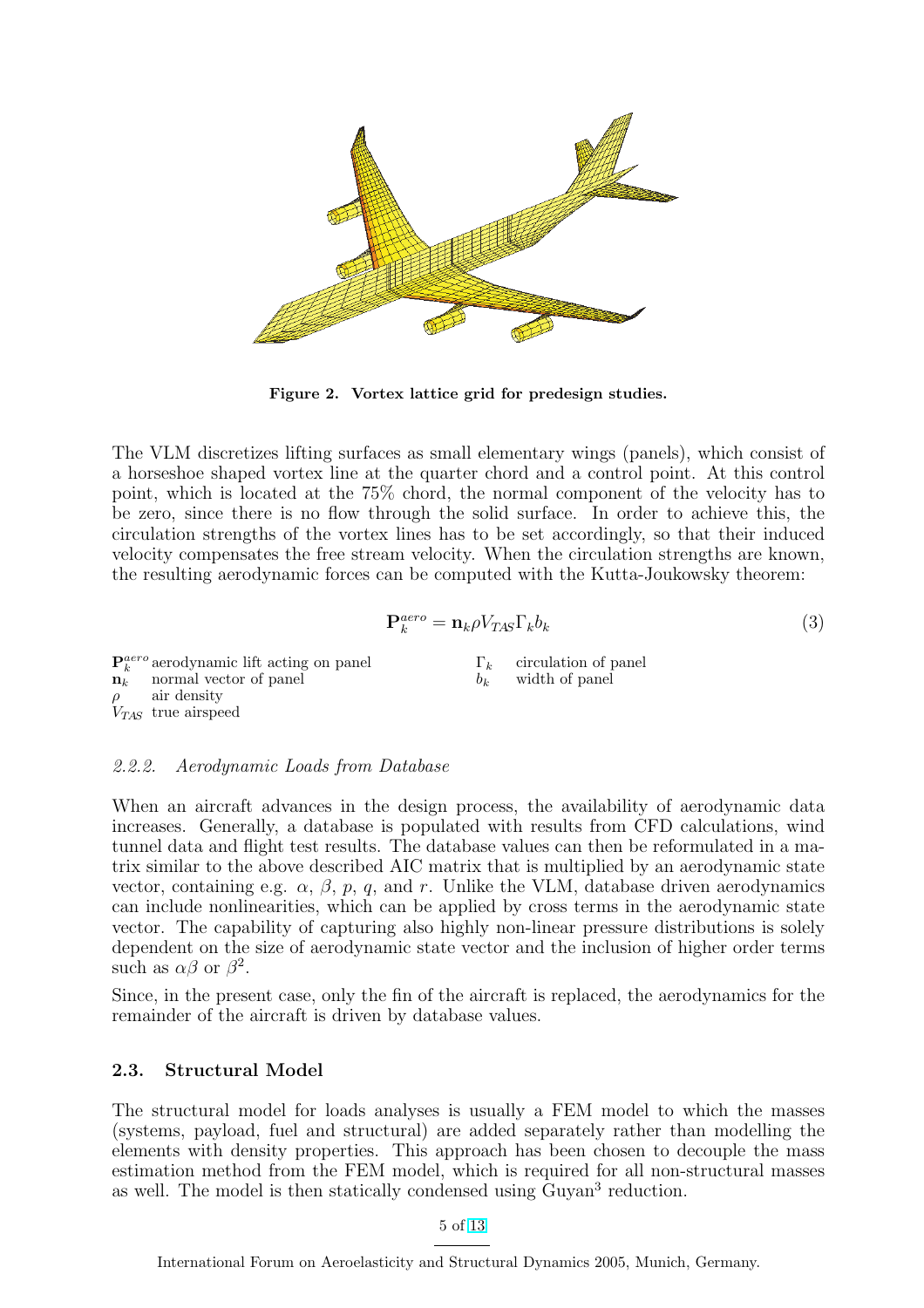Figure 2. Vortex lattice grid for predesign studies.

The VLM discretizes lifting surfaces as small elementary wings (panels), which consist of a horseshoe shaped vortex line at the quarter chord and a control point. At this control point, which is located at the 75% chord, the normal component of the velocity has to be zero, since there is no flow through the solid surface. In order to achieve this, the circulation strengths of the vortex lines has to be set accordingly, so that their induced velocity compensates the free stream velocity. When the circulation strengths are known, the resulting aerodynamic forces can be computed with the Kutta-Joukowsky theorem:

$$\mathbf{P}_k^{aero} = \mathbf{n}_k \rho V_{TAS} \Gamma_k b_k \tag{3}$$

$\mathbf{P}_k^{aero}$ aerodynamic lift acting on panel
$\mathbf{n}_k$ normal vector of panel
$\rho$ air density
$V_{TAS}$ true airspeed
$\Gamma_k$ circulation of panel
$b_k$ width of panel

### 2.2.2. *Aerodynamic Loads from Database*

When an aircraft advances in the design process, the availability of aerodynamic data increases. Generally, a database is populated with results from CFD calculations, wind tunnel data and flight test results. The database values can then be reformulated in a matrix similar to the above described AIC matrix that is multiplied by an aerodynamic state vector, containing e.g. $\alpha$, $\beta$, $p$, $q$, and $r$. Unlike the VLM, database driven aerodynamics can include nonlinearities, which can be applied by cross terms in the aerodynamic state vector. The capability of capturing also highly non-linear pressure distributions is solely dependent on the size of aerodynamic state vector and the inclusion of higher order terms such as $\alpha\beta$ or $\beta^2$.

Since, in the present case, only the fin of the aircraft is replaced, the aerodynamics for the remainder of the aircraft is driven by database values.

## 2.3. Structural Model

The structural model for loads analyses is usually a FEM model to which the masses (systems, payload, fuel and structural) are added separately rather than modelling the elements with density properties. This approach has been chosen to decouple the mass estimation method from the FEM model, which is required for all non-structural masses as well. The model is then statically condensed using Guyan[3] reduction.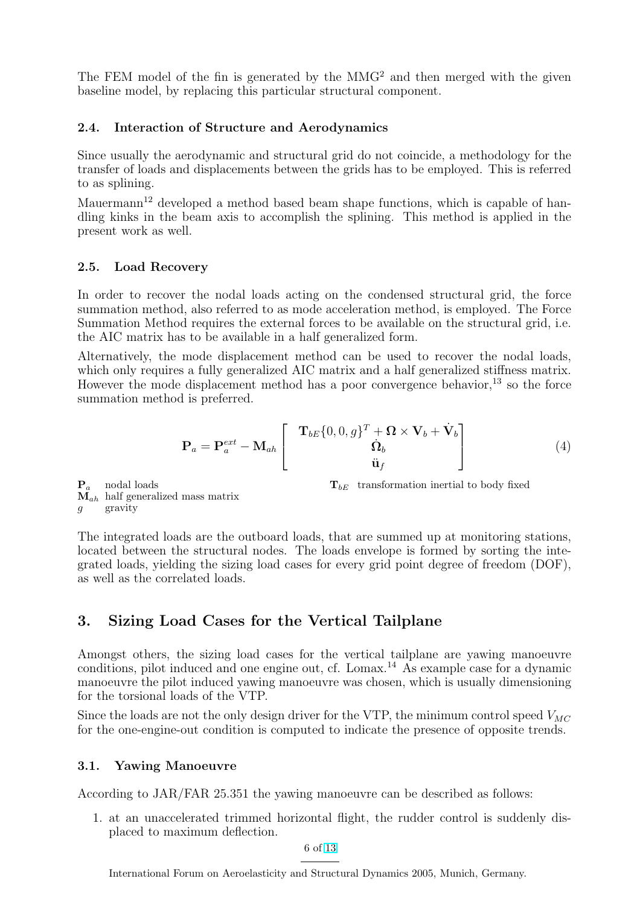The FEM model of the fin is generated by the MMG[2] and then merged with the given baseline model, by replacing this particular structural component.

### 2.4. Interaction of Structure and Aerodynamics

Since usually the aerodynamic and structural grid do not coincide, a methodology for the transfer of loads and displacements between the grids has to be employed. This is referred to as splining.

Mauermann[12] developed a method based beam shape functions, which is capable of handling kinks in the beam axis to accomplish the splining. This method is applied in the present work as well.

### 2.5. Load Recovery

In order to recover the nodal loads acting on the condensed structural grid, the force summation method, also referred to as mode acceleration method, is employed. The Force Summation Method requires the external forces to be available on the structural grid, i.e. the AIC matrix has to be available in a half generalized form.

Alternatively, the mode displacement method can be used to recover the nodal loads, which only requires a fully generalized AIC matrix and a half generalized stiffness matrix. However the mode displacement method has a poor convergence behavior,[13] so the force summation method is preferred.

$$\mathbf{P}_a = \mathbf{P}_a^{ext} - \mathbf{M}_{ah} \begin{bmatrix} \mathbf{T}_{bE}\{0, 0, g\}^T + \mathbf{\Omega} \times \mathbf{V}_b + \dot{\mathbf{V}}_b \\ \dot{\mathbf{\Omega}}_b \\ \ddot{\mathbf{u}}_f \end{bmatrix} \tag{4}$$

$\mathbf{P}_a$ nodal loads
$\mathbf{M}_{ah}$ half generalized mass matrix
$g$ gravity
$\mathbf{T}_{bE}$ transformation inertial to body fixed

The integrated loads are the outboard loads, that are summed up at monitoring stations, located between the structural nodes. The loads envelope is formed by sorting the integrated loads, yielding the sizing load cases for every grid point degree of freedom (DOF), as well as the correlated loads.

## 3. Sizing Load Cases for the Vertical Tailplane

Amongst others, the sizing load cases for the vertical tailplane are yawing manoeuvre conditions, pilot induced and one engine out, cf. Lomax.[14] As example case for a dynamic manoeuvre the pilot induced yawing manoeuvre was chosen, which is usually dimensioning for the torsional loads of the VTP.

Since the loads are not the only design driver for the VTP, the minimum control speed $V_{MC}$ for the one-engine-out condition is computed to indicate the presence of opposite trends.

### 3.1. Yawing Manoeuvre

According to JAR/FAR 25.351 the yawing manoeuvre can be described as follows:

1. at an unaccelerated trimmed horizontal flight, the rudder control is suddenly displaced to maximum deflection.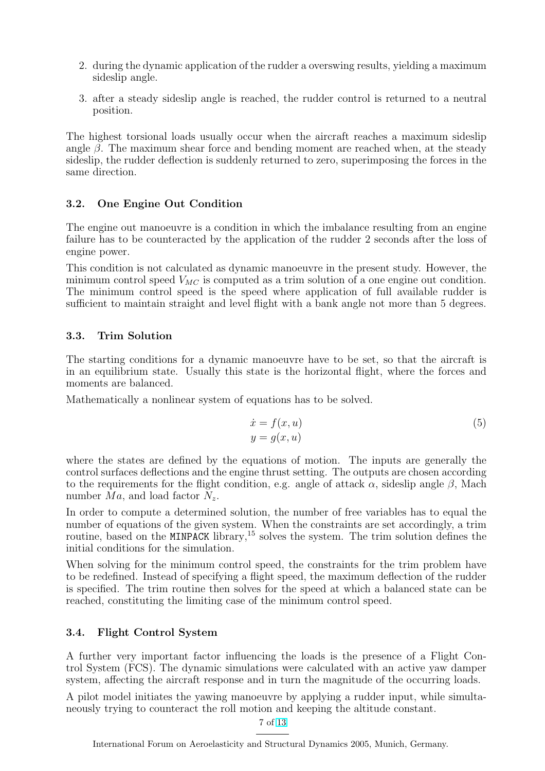2. during the dynamic application of the rudder a overswing results, yielding a maximum sideslip angle.
3. after a steady sideslip angle is reached, the rudder control is returned to a neutral position.

The highest torsional loads usually occur when the aircraft reaches a maximum sideslip angle $\beta$. The maximum shear force and bending moment are reached when, at the steady sideslip, the rudder deflection is suddenly returned to zero, superimposing the forces in the same direction.

### 3.2. One Engine Out Condition

The engine out manoeuvre is a condition in which the imbalance resulting from an engine failure has to be counteracted by the application of the rudder 2 seconds after the loss of engine power.

This condition is not calculated as dynamic manoeuvre in the present study. However, the minimum control speed $V_{MC}$ is computed as a trim solution of a one engine out condition. The minimum control speed is the speed where application of full available rudder is sufficient to maintain straight and level flight with a bank angle not more than 5 degrees.

### 3.3. Trim Solution

The starting conditions for a dynamic manoeuvre have to be set, so that the aircraft is in an equilibrium state. Usually this state is the horizontal flight, where the forces and moments are balanced.

Mathematically a nonlinear system of equations has to be solved.

$$
\begin{aligned}
\dot{x} &= f(x, u) \\
y &= g(x, u)
\end{aligned}
\tag{5}
$$

where the states are defined by the equations of motion. The inputs are generally the control surfaces deflections and the engine thrust setting. The outputs are chosen according to the requirements for the flight condition, e.g. angle of attack $\alpha$, sideslip angle $\beta$, Mach number $Ma$, and load factor $N_z$.

In order to compute a determined solution, the number of free variables has to equal the number of equations of the given system. When the constraints are set accordingly, a trim routine, based on the `MINPACK` library,[15] solves the system. The trim solution defines the initial conditions for the simulation.

When solving for the minimum control speed, the constraints for the trim problem have to be redefined. Instead of specifying a flight speed, the maximum deflection of the rudder is specified. The trim routine then solves for the speed at which a balanced state can be reached, constituting the limiting case of the minimum control speed.

### 3.4. Flight Control System

A further very important factor influencing the loads is the presence of a Flight Control System (FCS). The dynamic simulations were calculated with an active yaw damper system, affecting the aircraft response and in turn the magnitude of the occurring loads.

A pilot model initiates the yawing manoeuvre by applying a rudder input, while simultaneously trying to counteract the roll motion and keeping the altitude constant.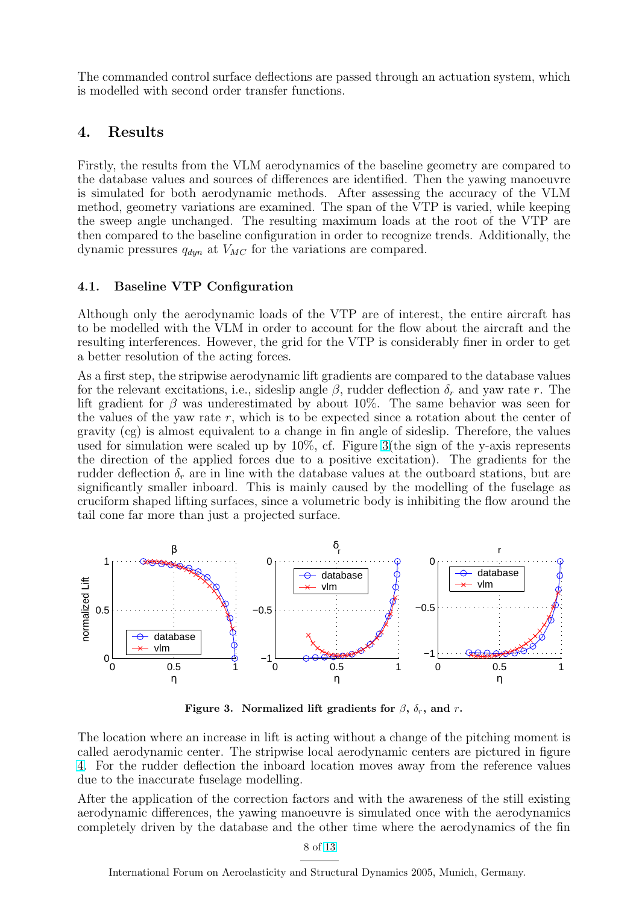The commanded control surface deflections are passed through an actuation system, which is modelled with second order transfer functions.

## 4. Results

Firstly, the results from the VLM aerodynamics of the baseline geometry are compared to the database values and sources of differences are identified. Then the yawing manoeuvre is simulated for both aerodynamic methods. After assessing the accuracy of the VLM method, geometry variations are examined. The span of the VTP is varied, while keeping the sweep angle unchanged. The resulting maximum loads at the root of the VTP are then compared to the baseline configuration in order to recognize trends. Additionally, the dynamic pressures $q_{dyn}$ at $V_{MC}$ for the variations are compared.

### 4.1. Baseline VTP Configuration

Although only the aerodynamic loads of the VTP are of interest, the entire aircraft has to be modelled with the VLM in order to account for the flow about the aircraft and the resulting interferences. However, the grid for the VTP is considerably finer in order to get a better resolution of the acting forces.

As a first step, the stripwise aerodynamic lift gradients are compared to the database values for the relevant excitations, i.e., sideslip angle $\beta$, rudder deflection $\delta_r$ and yaw rate $r$. The lift gradient for $\beta$ was underestimated by about 10%. The same behavior was seen for the values of the yaw rate $r$, which is to be expected since a rotation about the center of gravity (cg) is almost equivalent to a change in fin angle of sideslip. Therefore, the values used for simulation were scaled up by 10%, cf. Figure 3(the sign of the y-axis represents the direction of the applied forces due to a positive excitation). The gradients for the rudder deflection $\delta_r$ are in line with the database values at the outboard stations, but are significantly smaller inboard. This is mainly caused by the modelling of the fuselage as cruciform shaped lifting surfaces, since a volumetric body is inhibiting the flow around the tail cone far more than just a projected surface.

**Figure 3. Normalized lift gradients for $\beta$, $\delta_r$, and $r$.**

The location where an increase in lift is acting without a change of the pitching moment is called aerodynamic center. The stripwise local aerodynamic centers are pictured in figure 4. For the rudder deflection the inboard location moves away from the reference values due to the inaccurate fuselage modelling.

After the application of the correction factors and with the awareness of the still existing aerodynamic differences, the yawing manoeuvre is simulated once with the aerodynamics completely driven by the database and the other time where the aerodynamics of the fin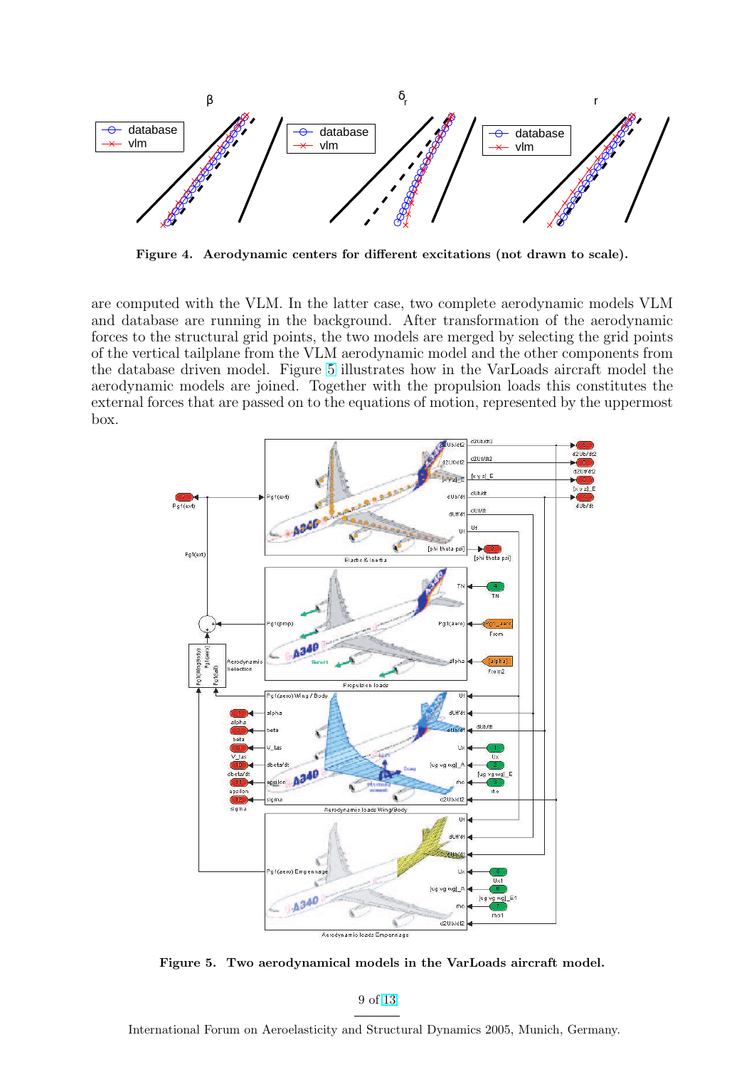**Figure 4. Aerodynamic centers for different excitations (not drawn to scale).**

are computed with the VLM. In the latter case, two complete aerodynamic models VLM and database are running in the background. After transformation of the aerodynamic forces to the structural grid points, the two models are merged by selecting the grid points of the vertical tailplane from the VLM aerodynamic model and the other components from the database driven model. Figure 5 illustrates how in the VarLoads aircraft model the aerodynamic models are joined. Together with the propulsion loads this constitutes the external forces that are passed on to the equations of motion, represented by the uppermost box.

**Figure 5. Two aerodynamical models in the VarLoads aircraft model.**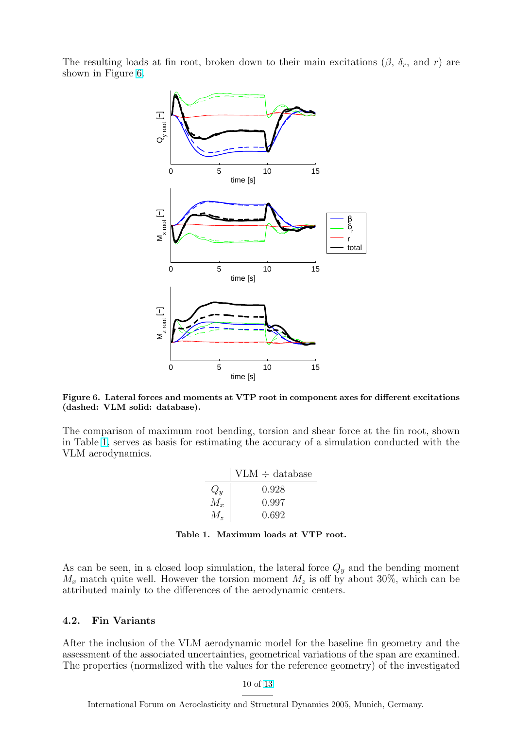The resulting loads at fin root, broken down to their main excitations ($\beta$, $\delta_r$, and $r$) are shown in Figure 6.

**Figure 6. Lateral forces and moments at VTP root in component axes for different excitations (dashed: VLM solid: database).**

The comparison of maximum root bending, torsion and shear force at the fin root, shown in Table 1, serves as basis for estimating the accuracy of a simulation conducted with the VLM aerodynamics.

| | VLM ÷ database |
|---|---|
| $Q_y$ | 0.928 |
| $M_x$ | 0.997 |
| $M_z$ | 0.692 |

**Table 1. Maximum loads at VTP root.**

As can be seen, in a closed loop simulation, the lateral force $Q_y$ and the bending moment $M_x$ match quite well. However the torsion moment $M_z$ is off by about 30%, which can be attributed mainly to the differences of the aerodynamic centers.

### 4.2. Fin Variants

After the inclusion of the VLM aerodynamic model for the baseline fin geometry and the assessment of the associated uncertainties, geometrical variations of the span are examined. The properties (normalized with the values for the reference geometry) of the investigated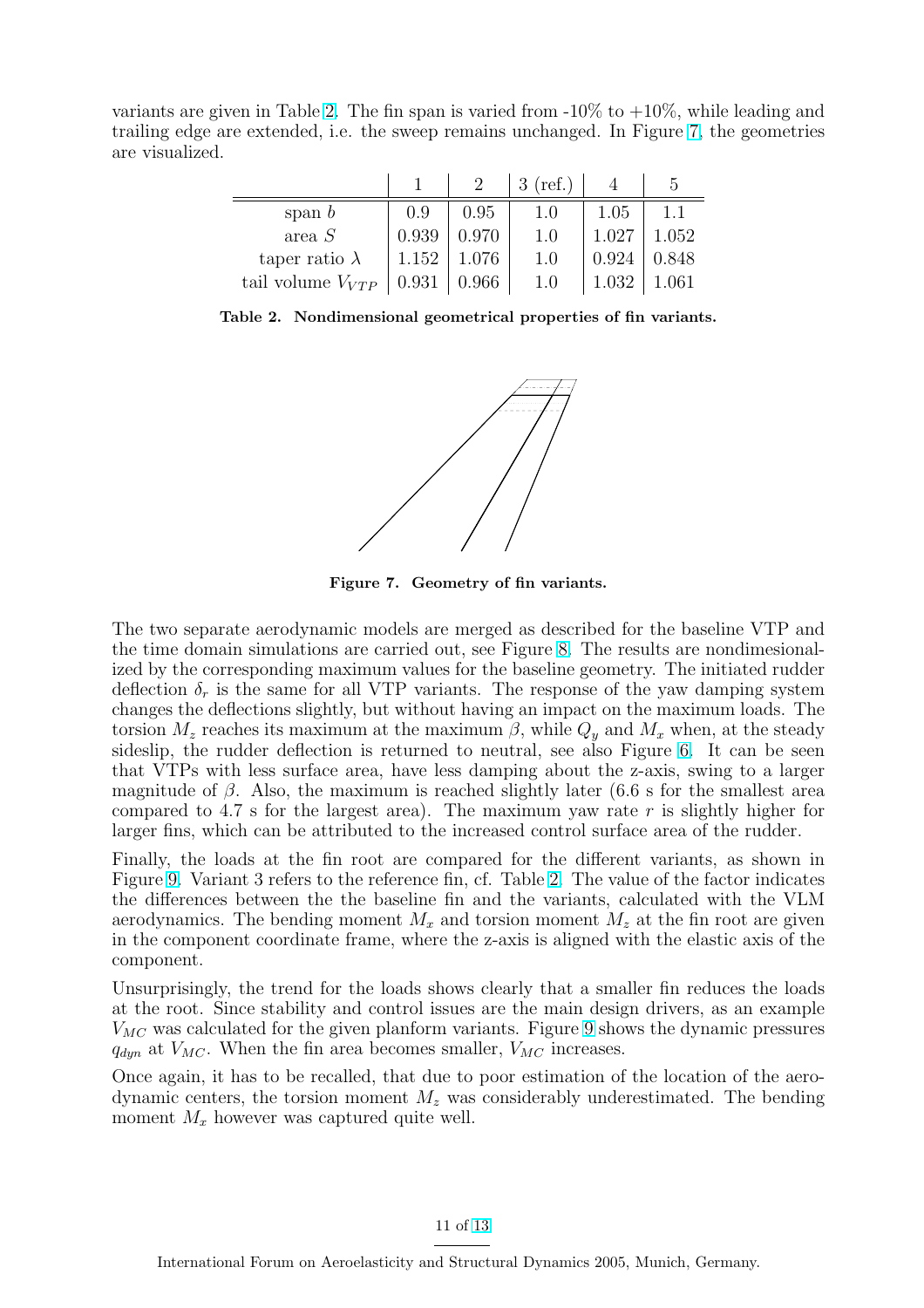variants are given in Table 2. The fin span is varied from -10% to +10%, while leading and trailing edge are extended, i.e. the sweep remains unchanged. In Figure 7, the geometries are visualized.

| | 1 | 2 | 3 (ref.) | 4 | 5 |
|---|---|---|---|---|---|
| span $b$ | 0.9 | 0.95 | 1.0 | 1.05 | 1.1 |
| area $S$ | 0.939 | 0.970 | 1.0 | 1.027 | 1.052 |
| taper ratio $\lambda$ | 1.152 | 1.076 | 1.0 | 0.924 | 0.848 |
| tail volume $V_{VTP}$ | 0.931 | 0.966 | 1.0 | 1.032 | 1.061 |

**Table 2. Nondimensional geometrical properties of fin variants.**

**Figure 7. Geometry of fin variants.**

The two separate aerodynamic models are merged as described for the baseline VTP and the time domain simulations are carried out, see Figure 8. The results are nondimesionalized by the corresponding maximum values for the baseline geometry. The initiated rudder deflection $\delta_r$ is the same for all VTP variants. The response of the yaw damping system changes the deflections slightly, but without having an impact on the maximum loads. The torsion $M_z$ reaches its maximum at the maximum $\beta$, while $Q_y$ and $M_x$ when, at the steady sideslip, the rudder deflection is returned to neutral, see also Figure 6. It can be seen that VTPs with less surface area, have less damping about the z-axis, swing to a larger magnitude of $\beta$. Also, the maximum is reached slightly later (6.6 s for the smallest area compared to 4.7 s for the largest area). The maximum yaw rate $r$ is slightly higher for larger fins, which can be attributed to the increased control surface area of the rudder.

Finally, the loads at the fin root are compared for the different variants, as shown in Figure 9. Variant 3 refers to the reference fin, cf. Table 2. The value of the factor indicates the differences between the the baseline fin and the variants, calculated with the VLM aerodynamics. The bending moment $M_x$ and torsion moment $M_z$ at the fin root are given in the component coordinate frame, where the z-axis is aligned with the elastic axis of the component.

Unsurprisingly, the trend for the loads shows clearly that a smaller fin reduces the loads at the root. Since stability and control issues are the main design drivers, as an example $V_{MC}$ was calculated for the given planform variants. Figure 9 shows the dynamic pressures $q_{dyn}$ at $V_{MC}$. When the fin area becomes smaller, $V_{MC}$ increases.

Once again, it has to be recalled, that due to poor estimation of the location of the aerodynamic centers, the torsion moment $M_z$ was considerably underestimated. The bending moment $M_x$ however was captured quite well.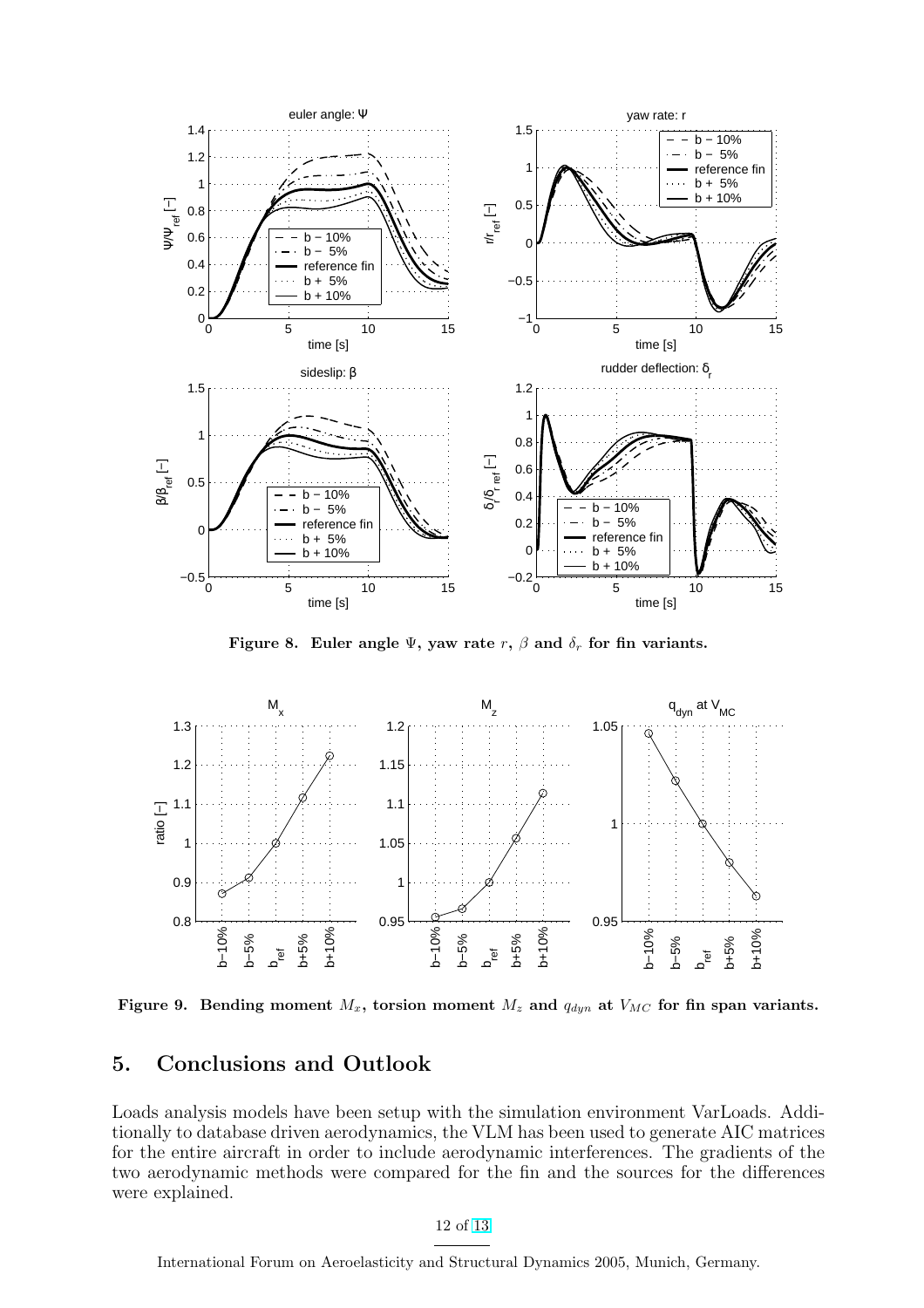**Figure 8. Euler angle $\Psi$, yaw rate $r$, $\beta$ and $\delta_r$ for fin variants.**

**Figure 9. Bending moment $M_x$, torsion moment $M_z$ and $q_{dyn}$ at $V_{MC}$ for fin span variants.**

## 5. Conclusions and Outlook

Loads analysis models have been setup with the simulation environment VarLoads. Additionally to database driven aerodynamics, the VLM has been used to generate AIC matrices for the entire aircraft in order to include aerodynamic interferences. The gradients of the two aerodynamic methods were compared for the fin and the sources for the differences were explained.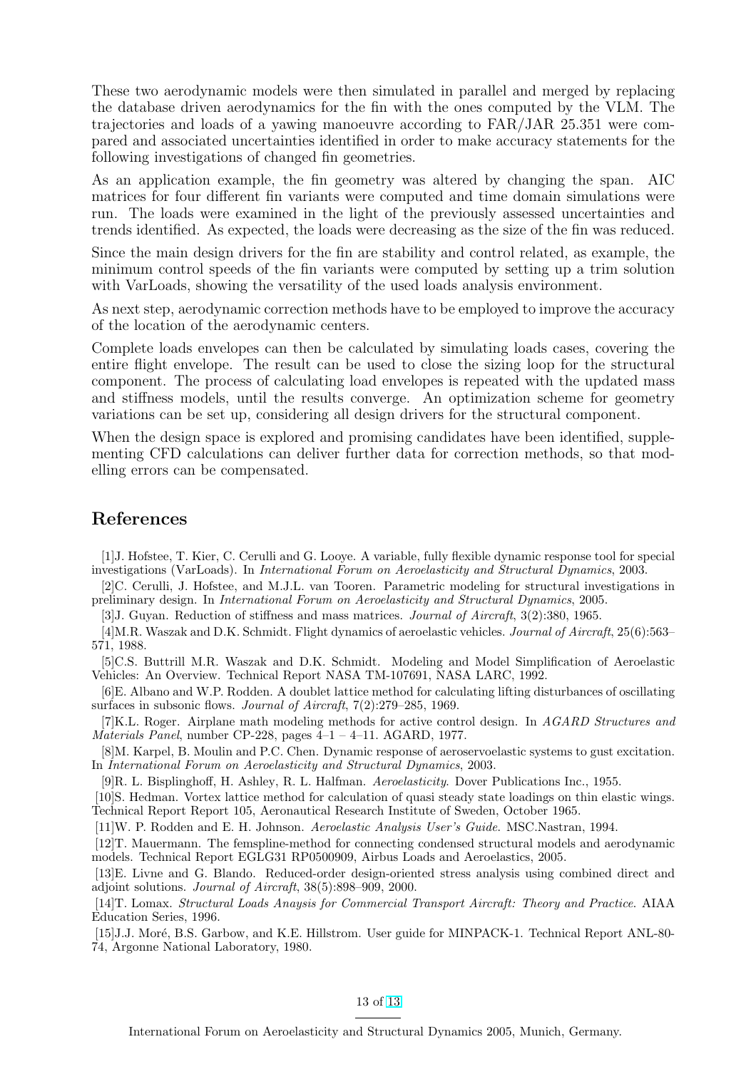These two aerodynamic models were then simulated in parallel and merged by replacing the database driven aerodynamics for the fin with the ones computed by the VLM. The trajectories and loads of a yawing manoeuvre according to FAR/JAR 25.351 were compared and associated uncertainties identified in order to make accuracy statements for the following investigations of changed fin geometries.

As an application example, the fin geometry was altered by changing the span. AIC matrices for four different fin variants were computed and time domain simulations were run. The loads were examined in the light of the previously assessed uncertainties and trends identified. As expected, the loads were decreasing as the size of the fin was reduced.

Since the main design drivers for the fin are stability and control related, as example, the minimum control speeds of the fin variants were computed by setting up a trim solution with VarLoads, showing the versatility of the used loads analysis environment.

As next step, aerodynamic correction methods have to be employed to improve the accuracy of the location of the aerodynamic centers.

Complete loads envelopes can then be calculated by simulating loads cases, covering the entire flight envelope. The result can be used to close the sizing loop for the structural component. The process of calculating load envelopes is repeated with the updated mass and stiffness models, until the results converge. An optimization scheme for geometry variations can be set up, considering all design drivers for the structural component.

When the design space is explored and promising candidates have been identified, supplementing CFD calculations can deliver further data for correction methods, so that modelling errors can be compensated.

## References

[1] J. Hofstee, T. Kier, C. Cerulli and G. Looye. A variable, fully flexible dynamic response tool for special investigations (VarLoads). In *International Forum on Aeroelasticity and Structural Dynamics*, 2003.

[2] C. Cerulli, J. Hofstee, and M.J.L. van Tooren. Parametric modeling for structural investigations in preliminary design. In *International Forum on Aeroelasticity and Structural Dynamics*, 2005.

[3] J. Guyan. Reduction of stiffness and mass matrices. *Journal of Aircraft*, 3(2):380, 1965.

[4] M.R. Waszak and D.K. Schmidt. Flight dynamics of aeroelastic vehicles. *Journal of Aircraft*, 25(6):563–571, 1988.

[5] C.S. Buttrill M.R. Waszak and D.K. Schmidt. Modeling and Model Simplification of Aeroelastic Vehicles: An Overview. Technical Report NASA TM-107691, NASA LARC, 1992.

[6] E. Albano and W.P. Rodden. A doublet lattice method for calculating lifting disturbances of oscillating surfaces in subsonic flows. *Journal of Aircraft*, 7(2):279–285, 1969.

[7] K.L. Roger. Airplane math modeling methods for active control design. In *AGARD Structures and Materials Panel*, number CP-228, pages 4–1 – 4–11. AGARD, 1977.

[8] M. Karpel, B. Moulin and P.C. Chen. Dynamic response of aeroservoelastic systems to gust excitation. In *International Forum on Aeroelasticity and Structural Dynamics*, 2003.

[9] R. L. Bisplinghoff, H. Ashley, R. L. Halfman. *Aeroelasticity*. Dover Publications Inc., 1955.

[10] S. Hedman. Vortex lattice method for calculation of quasi steady state loadings on thin elastic wings. Technical Report Report 105, Aeronautical Research Institute of Sweden, October 1965.

[11] W. P. Rodden and E. H. Johnson. *Aeroelastic Analysis User's Guide*. MSC.Nastran, 1994.

[12] T. Mauermann. The femspline-method for connecting condensed structural models and aerodynamic models. Technical Report EGLG31 RP0500909, Airbus Loads and Aeroelastics, 2005.

[13] E. Livne and G. Blando. Reduced-order design-oriented stress analysis using combined direct and adjoint solutions. *Journal of Aircraft*, 38(5):898–909, 2000.

[14] T. Lomax. *Structural Loads Anaysis for Commercial Transport Aircraft: Theory and Practice*. AIAA Education Series, 1996.

[15] J.J. Moré, B.S. Garbow, and K.E. Hillstrom. User guide for MINPACK-1. Technical Report ANL-80-74, Argonne National Laboratory, 1980.